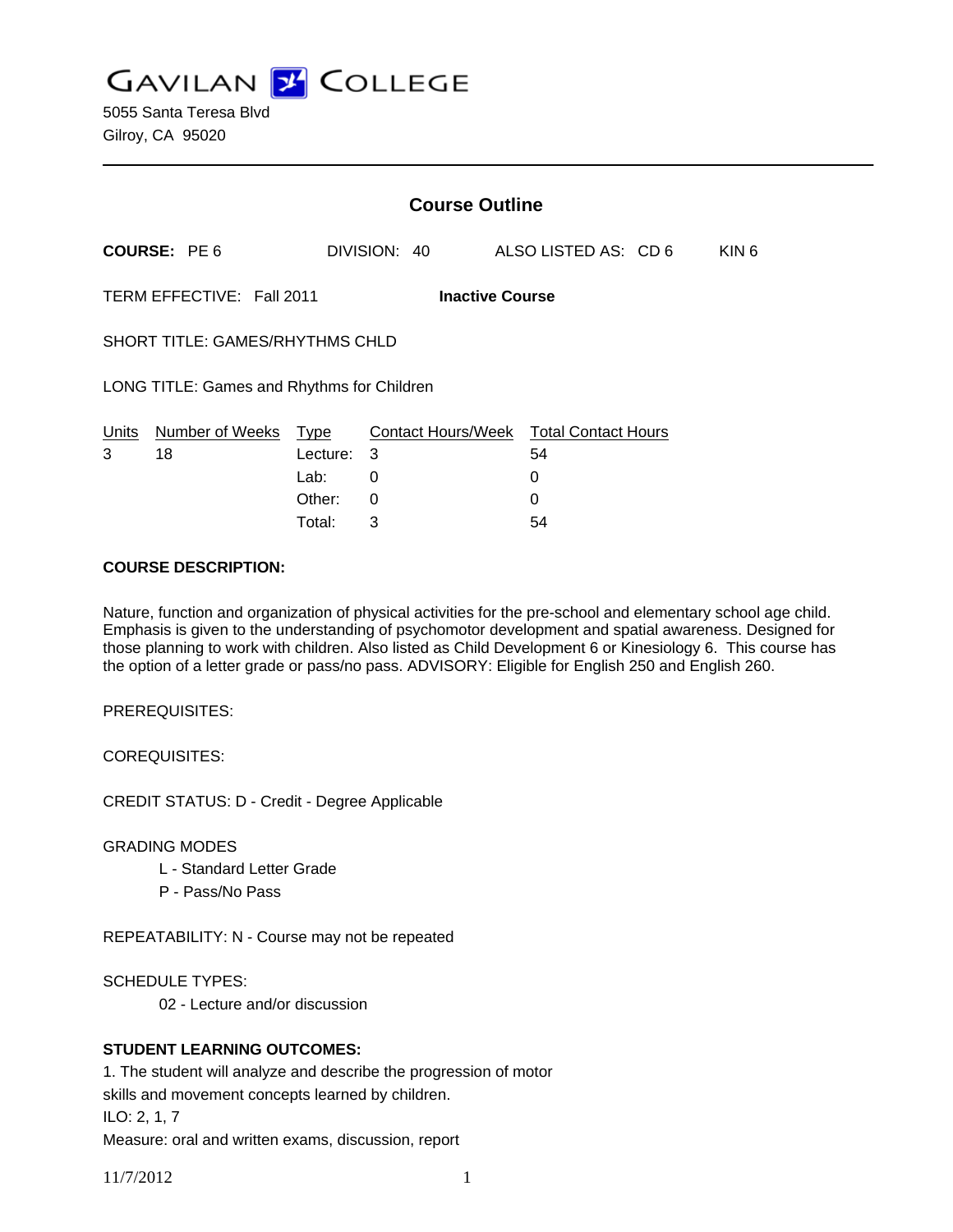GAVILAN COLLEGE

5055 Santa Teresa Blvd
Gilroy, CA 95020

## Course Outline

**COURSE:** PE 6 DIVISION: 40 ALSO LISTED AS: CD 6 KIN 6

TERM EFFECTIVE: Fall 2011 **Inactive Course**

SHORT TITLE: GAMES/RHYTHMS CHLD

LONG TITLE: Games and Rhythms for Children

| Units | Number of Weeks | Type | Contact Hours/Week | Total Contact Hours |
|---|---|---|---|---|
| 3 | 18 | Lecture: | 3 | 54 |
| | | Lab: | 0 | 0 |
| | | Other: | 0 | 0 |
| | | Total: | 3 | 54 |

**COURSE DESCRIPTION:**

Nature, function and organization of physical activities for the pre-school and elementary school age child. Emphasis is given to the understanding of psychomotor development and spatial awareness. Designed for those planning to work with children. Also listed as Child Development 6 or Kinesiology 6. This course has the option of a letter grade or pass/no pass. ADVISORY: Eligible for English 250 and English 260.

PREREQUISITES:

COREQUISITES:

CREDIT STATUS: D - Credit - Degree Applicable

GRADING MODES

- L - Standard Letter Grade
- P - Pass/No Pass

REPEATABILITY: N - Course may not be repeated

SCHEDULE TYPES:

- 02 - Lecture and/or discussion

**STUDENT LEARNING OUTCOMES:**

1. The student will analyze and describe the progression of motor skills and movement concepts learned by children.
ILO: 2, 1, 7
Measure: oral and written exams, discussion, report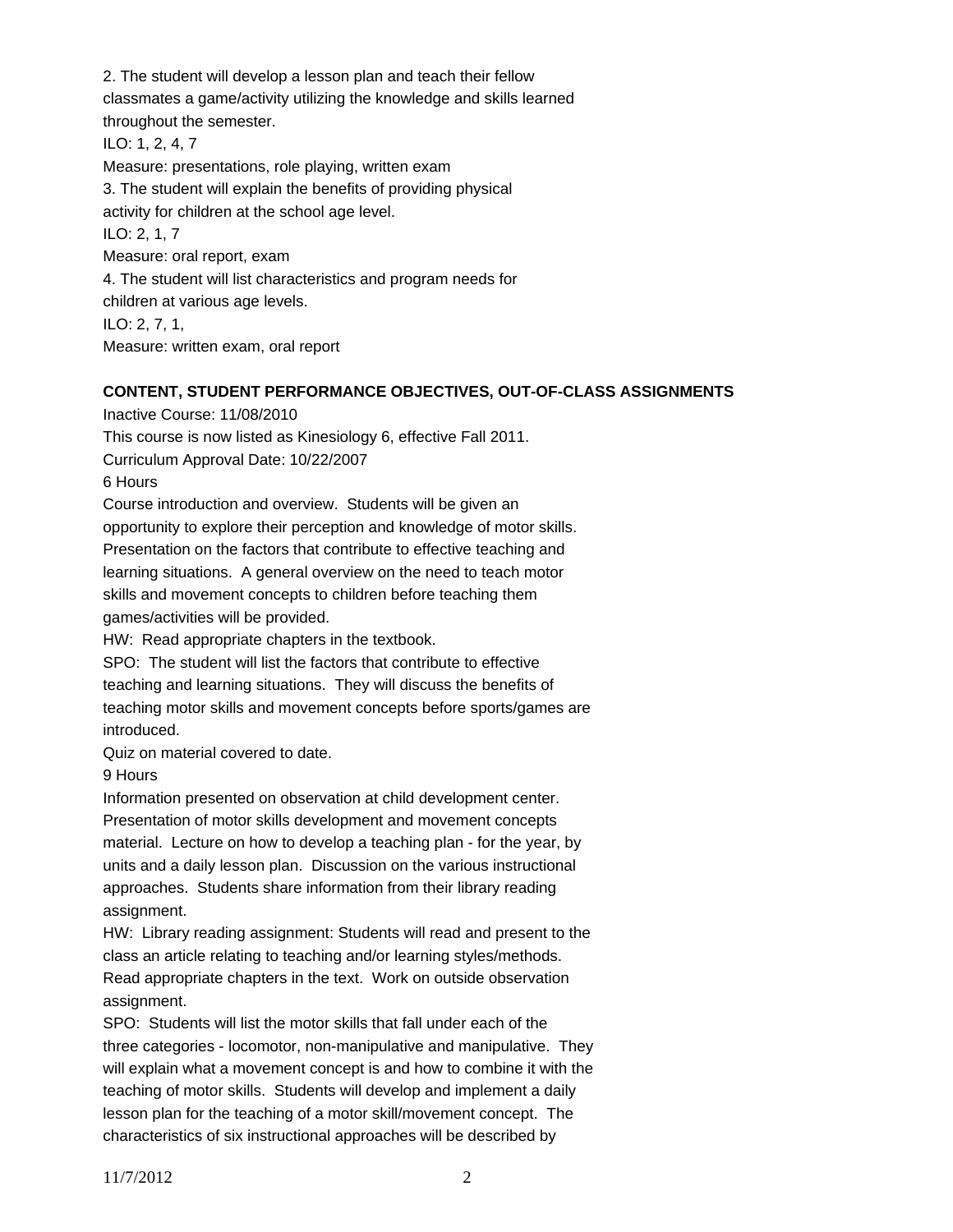2. The student will develop a lesson plan and teach their fellow classmates a game/activity utilizing the knowledge and skills learned throughout the semester.

ILO: 1, 2, 4, 7

Measure: presentations, role playing, written exam

3. The student will explain the benefits of providing physical activity for children at the school age level.

ILO: 2, 1, 7

Measure: oral report, exam

4. The student will list characteristics and program needs for children at various age levels.

ILO: 2, 7, 1,

Measure: written exam, oral report

**CONTENT, STUDENT PERFORMANCE OBJECTIVES, OUT-OF-CLASS ASSIGNMENTS**

Inactive Course: 11/08/2010

This course is now listed as Kinesiology 6, effective Fall 2011.

Curriculum Approval Date: 10/22/2007

6 Hours

Course introduction and overview. Students will be given an opportunity to explore their perception and knowledge of motor skills. Presentation on the factors that contribute to effective teaching and learning situations. A general overview on the need to teach motor skills and movement concepts to children before teaching them games/activities will be provided.

HW: Read appropriate chapters in the textbook.

SPO: The student will list the factors that contribute to effective teaching and learning situations. They will discuss the benefits of teaching motor skills and movement concepts before sports/games are introduced.

Quiz on material covered to date.

9 Hours

Information presented on observation at child development center. Presentation of motor skills development and movement concepts material. Lecture on how to develop a teaching plan - for the year, by units and a daily lesson plan. Discussion on the various instructional approaches. Students share information from their library reading assignment.

HW: Library reading assignment: Students will read and present to the class an article relating to teaching and/or learning styles/methods. Read appropriate chapters in the text. Work on outside observation assignment.

SPO: Students will list the motor skills that fall under each of the three categories - locomotor, non-manipulative and manipulative. They will explain what a movement concept is and how to combine it with the teaching of motor skills. Students will develop and implement a daily lesson plan for the teaching of a motor skill/movement concept. The characteristics of six instructional approaches will be described by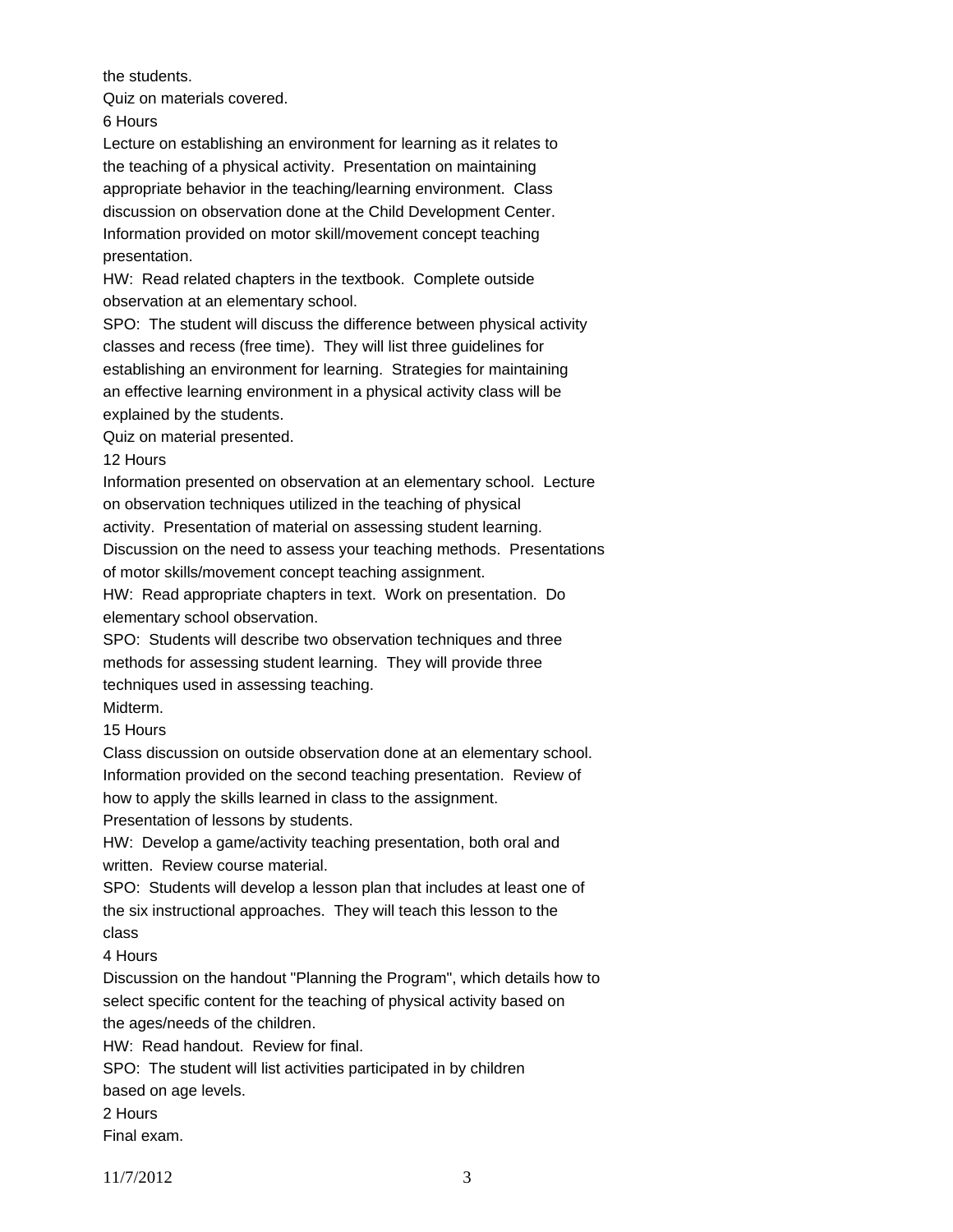the students.

Quiz on materials covered.

6 Hours

Lecture on establishing an environment for learning as it relates to the teaching of a physical activity. Presentation on maintaining appropriate behavior in the teaching/learning environment. Class discussion on observation done at the Child Development Center. Information provided on motor skill/movement concept teaching presentation.

HW: Read related chapters in the textbook. Complete outside observation at an elementary school.

SPO: The student will discuss the difference between physical activity classes and recess (free time). They will list three guidelines for establishing an environment for learning. Strategies for maintaining an effective learning environment in a physical activity class will be explained by the students.

Quiz on material presented.

12 Hours

Information presented on observation at an elementary school. Lecture on observation techniques utilized in the teaching of physical activity. Presentation of material on assessing student learning. Discussion on the need to assess your teaching methods. Presentations of motor skills/movement concept teaching assignment.

HW: Read appropriate chapters in text. Work on presentation. Do elementary school observation.

SPO: Students will describe two observation techniques and three methods for assessing student learning. They will provide three techniques used in assessing teaching.

Midterm.

15 Hours

Class discussion on outside observation done at an elementary school. Information provided on the second teaching presentation. Review of how to apply the skills learned in class to the assignment.

Presentation of lessons by students.

HW: Develop a game/activity teaching presentation, both oral and written. Review course material.

SPO: Students will develop a lesson plan that includes at least one of the six instructional approaches. They will teach this lesson to the class

4 Hours

Discussion on the handout "Planning the Program", which details how to select specific content for the teaching of physical activity based on the ages/needs of the children.

HW: Read handout. Review for final.

SPO: The student will list activities participated in by children based on age levels.

2 Hours

Final exam.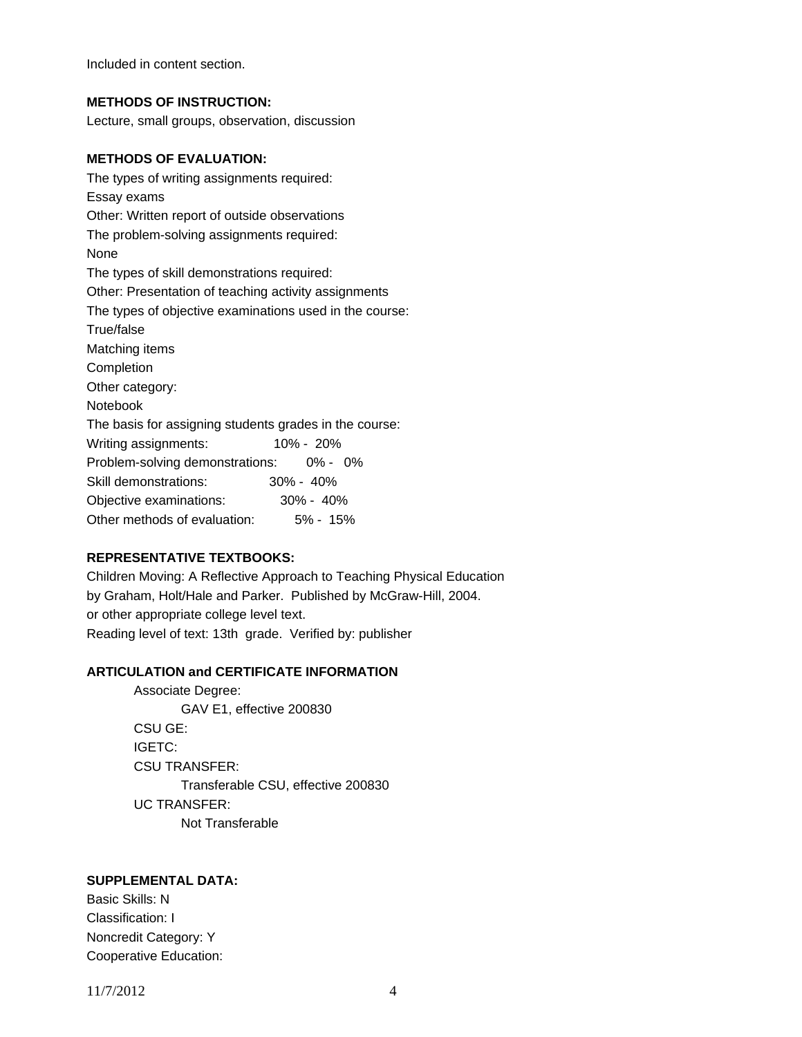Included in content section.

**METHODS OF INSTRUCTION:**

Lecture, small groups, observation, discussion

**METHODS OF EVALUATION:**

The types of writing assignments required:

Essay exams

Other: Written report of outside observations

The problem-solving assignments required:

None

The types of skill demonstrations required:

Other: Presentation of teaching activity assignments

The types of objective examinations used in the course:

True/false

Matching items

Completion

Other category:

Notebook

The basis for assigning students grades in the course:

| | |
|---|---|
| Writing assignments: | 10% - 20% |
| Problem-solving demonstrations: | 0% - 0% |
| Skill demonstrations: | 30% - 40% |
| Objective examinations: | 30% - 40% |
| Other methods of evaluation: | 5% - 15% |

**REPRESENTATIVE TEXTBOOKS:**

Children Moving: A Reflective Approach to Teaching Physical Education by Graham, Holt/Hale and Parker. Published by McGraw-Hill, 2004. or other appropriate college level text.

Reading level of text: 13th grade. Verified by: publisher

**ARTICULATION and CERTIFICATE INFORMATION**

Associate Degree:

GAV E1, effective 200830

CSU GE:

IGETC:

CSU TRANSFER:

Transferable CSU, effective 200830

UC TRANSFER:

Not Transferable

**SUPPLEMENTAL DATA:**

Basic Skills: N

Classification: I

Noncredit Category: Y

Cooperative Education: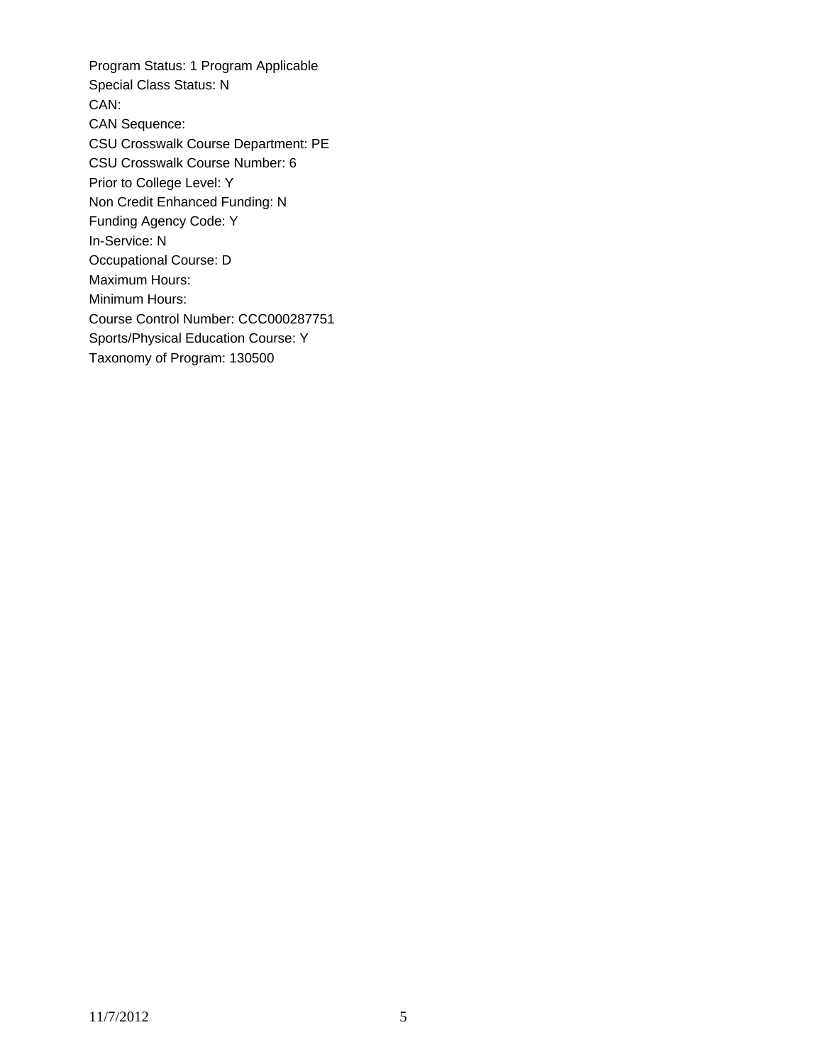Program Status: 1 Program Applicable
Special Class Status: N
CAN:
CAN Sequence:
CSU Crosswalk Course Department: PE
CSU Crosswalk Course Number: 6
Prior to College Level: Y
Non Credit Enhanced Funding: N
Funding Agency Code: Y
In-Service: N
Occupational Course: D
Maximum Hours:
Minimum Hours:
Course Control Number: CCC000287751
Sports/Physical Education Course: Y
Taxonomy of Program: 130500